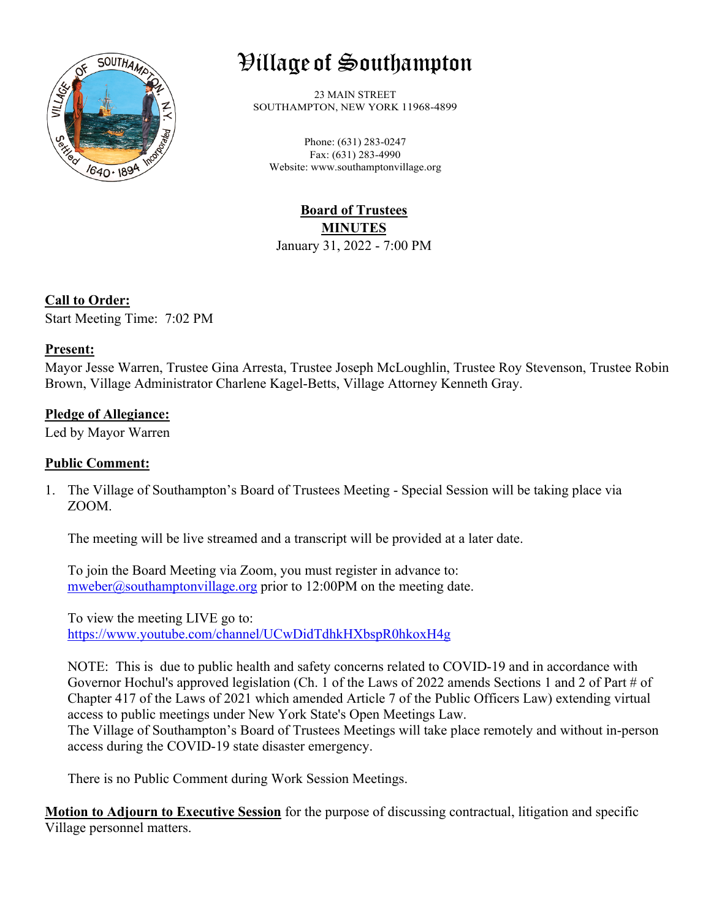# Village of Southampton

23 MAIN STREET
SOUTHAMPTON, NEW YORK 11968-4899

Phone: (631) 283-0247
Fax: (631) 283-4990
Website: www.southamptonvillage.org

## Board of Trustees
## MINUTES
January 31, 2022 - 7:00 PM

**Call to Order:**
Start Meeting Time: 7:02 PM

**Present:**
Mayor Jesse Warren, Trustee Gina Arresta, Trustee Joseph McLoughlin, Trustee Roy Stevenson, Trustee Robin Brown, Village Administrator Charlene Kagel-Betts, Village Attorney Kenneth Gray.

**Pledge of Allegiance:**
Led by Mayor Warren

**Public Comment:**

1. The Village of Southampton's Board of Trustees Meeting - Special Session will be taking place via ZOOM.

   The meeting will be live streamed and a transcript will be provided at a later date.

   To join the Board Meeting via Zoom, you must register in advance to: mweber@southamptonvillage.org prior to 12:00PM on the meeting date.

   To view the meeting LIVE go to: https://www.youtube.com/channel/UCwDidTdhkHXbspR0hkoxH4g

   NOTE: This is due to public health and safety concerns related to COVID-19 and in accordance with Governor Hochul's approved legislation (Ch. 1 of the Laws of 2022 amends Sections 1 and 2 of Part # of Chapter 417 of the Laws of 2021 which amended Article 7 of the Public Officers Law) extending virtual access to public meetings under New York State's Open Meetings Law.
   The Village of Southampton's Board of Trustees Meetings will take place remotely and without in-person access during the COVID-19 state disaster emergency.

   There is no Public Comment during Work Session Meetings.

**Motion to Adjourn to Executive Session** for the purpose of discussing contractual, litigation and specific Village personnel matters.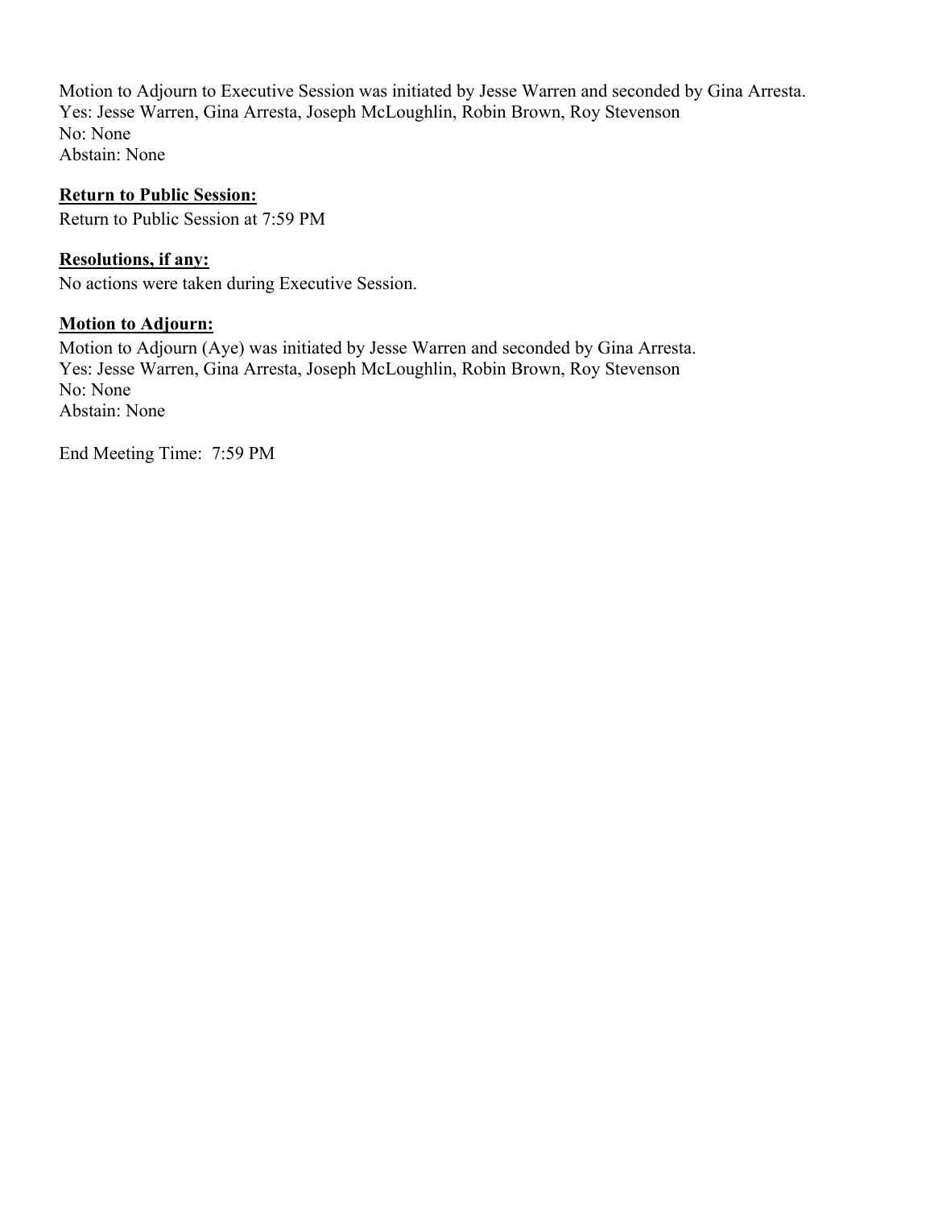Motion to Adjourn to Executive Session was initiated by Jesse Warren and seconded by Gina Arresta.
Yes: Jesse Warren, Gina Arresta, Joseph McLoughlin, Robin Brown, Roy Stevenson
No: None
Abstain: None

**Return to Public Session:**

Return to Public Session at 7:59 PM

**Resolutions, if any:**

No actions were taken during Executive Session.

**Motion to Adjourn:**

Motion to Adjourn (Aye) was initiated by Jesse Warren and seconded by Gina Arresta.
Yes: Jesse Warren, Gina Arresta, Joseph McLoughlin, Robin Brown, Roy Stevenson
No: None
Abstain: None

End Meeting Time: 7:59 PM